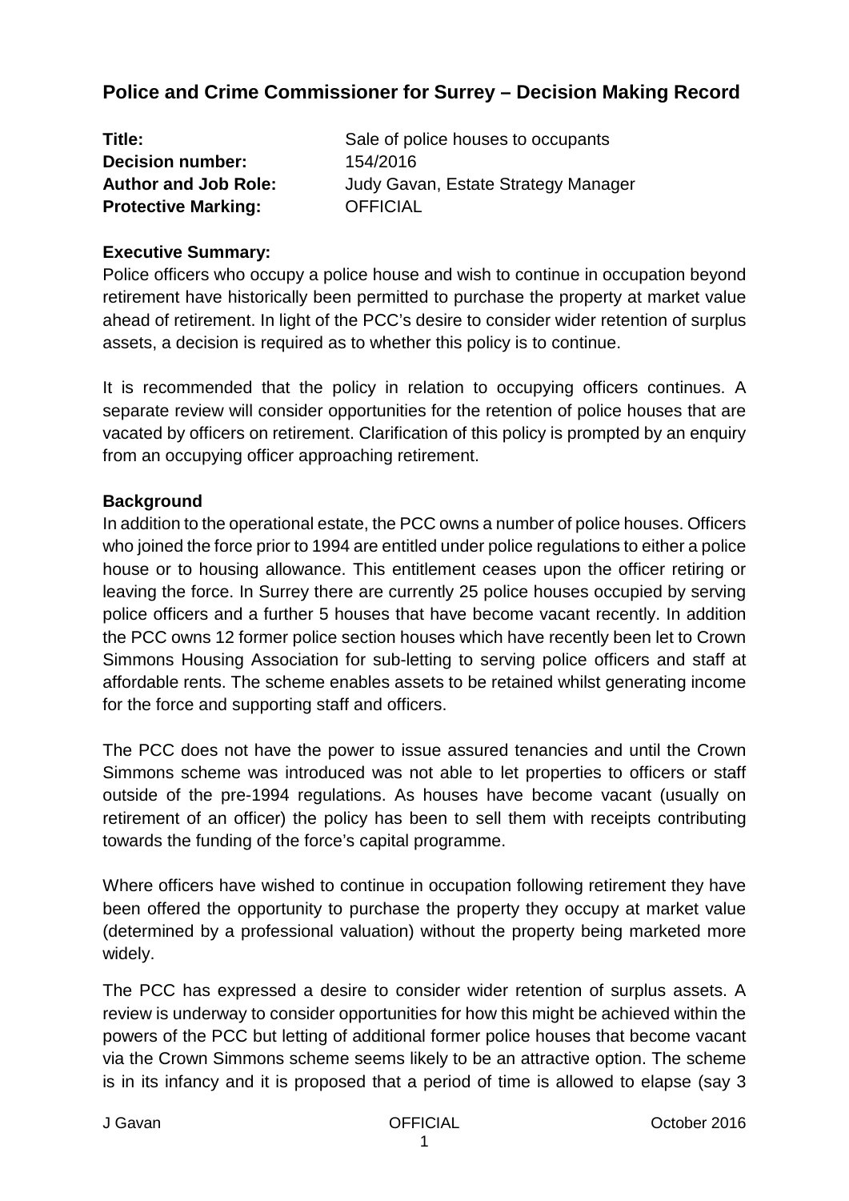## Police and Crime Commissioner for Surrey – Decision Making Record

**Title:** Sale of police houses to occupants
**Decision number:** 154/2016
**Author and Job Role:** Judy Gavan, Estate Strategy Manager
**Protective Marking:** OFFICIAL

### Executive Summary:

Police officers who occupy a police house and wish to continue in occupation beyond retirement have historically been permitted to purchase the property at market value ahead of retirement. In light of the PCC's desire to consider wider retention of surplus assets, a decision is required as to whether this policy is to continue.

It is recommended that the policy in relation to occupying officers continues. A separate review will consider opportunities for the retention of police houses that are vacated by officers on retirement. Clarification of this policy is prompted by an enquiry from an occupying officer approaching retirement.

### Background

In addition to the operational estate, the PCC owns a number of police houses. Officers who joined the force prior to 1994 are entitled under police regulations to either a police house or to housing allowance. This entitlement ceases upon the officer retiring or leaving the force. In Surrey there are currently 25 police houses occupied by serving police officers and a further 5 houses that have become vacant recently. In addition the PCC owns 12 former police section houses which have recently been let to Crown Simmons Housing Association for sub-letting to serving police officers and staff at affordable rents. The scheme enables assets to be retained whilst generating income for the force and supporting staff and officers.

The PCC does not have the power to issue assured tenancies and until the Crown Simmons scheme was introduced was not able to let properties to officers or staff outside of the pre-1994 regulations. As houses have become vacant (usually on retirement of an officer) the policy has been to sell them with receipts contributing towards the funding of the force's capital programme.

Where officers have wished to continue in occupation following retirement they have been offered the opportunity to purchase the property they occupy at market value (determined by a professional valuation) without the property being marketed more widely.

The PCC has expressed a desire to consider wider retention of surplus assets. A review is underway to consider opportunities for how this might be achieved within the powers of the PCC but letting of additional former police houses that become vacant via the Crown Simmons scheme seems likely to be an attractive option. The scheme is in its infancy and it is proposed that a period of time is allowed to elapse (say 3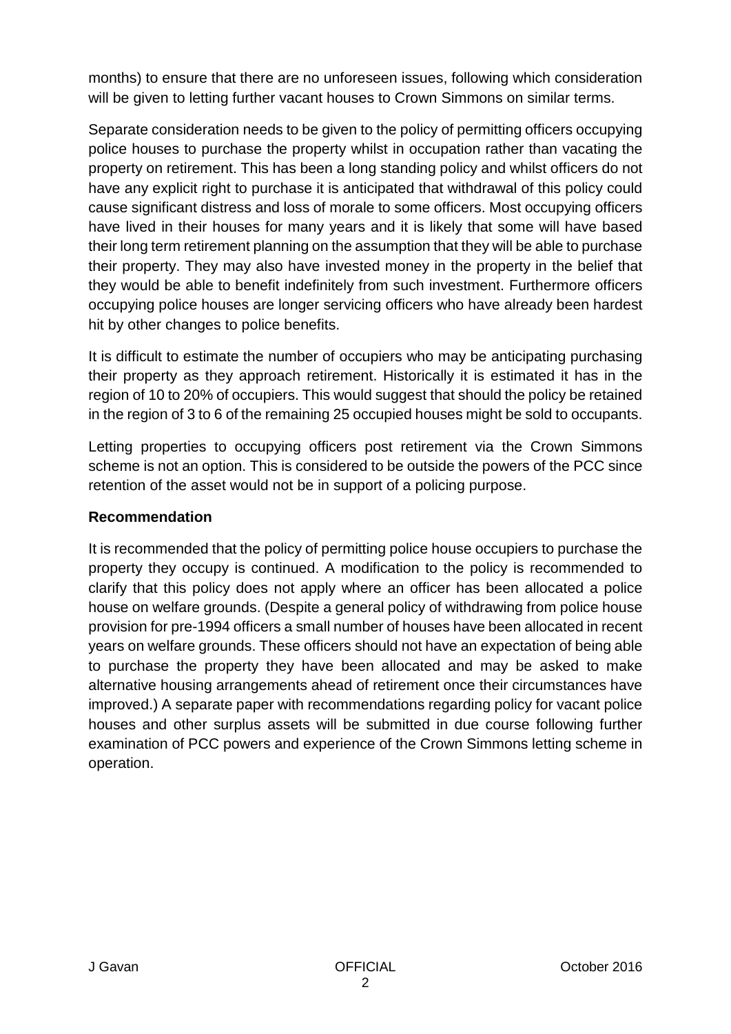months) to ensure that there are no unforeseen issues, following which consideration will be given to letting further vacant houses to Crown Simmons on similar terms.

Separate consideration needs to be given to the policy of permitting officers occupying police houses to purchase the property whilst in occupation rather than vacating the property on retirement. This has been a long standing policy and whilst officers do not have any explicit right to purchase it is anticipated that withdrawal of this policy could cause significant distress and loss of morale to some officers. Most occupying officers have lived in their houses for many years and it is likely that some will have based their long term retirement planning on the assumption that they will be able to purchase their property. They may also have invested money in the property in the belief that they would be able to benefit indefinitely from such investment. Furthermore officers occupying police houses are longer servicing officers who have already been hardest hit by other changes to police benefits.

It is difficult to estimate the number of occupiers who may be anticipating purchasing their property as they approach retirement. Historically it is estimated it has in the region of 10 to 20% of occupiers. This would suggest that should the policy be retained in the region of 3 to 6 of the remaining 25 occupied houses might be sold to occupants.

Letting properties to occupying officers post retirement via the Crown Simmons scheme is not an option. This is considered to be outside the powers of the PCC since retention of the asset would not be in support of a policing purpose.

**Recommendation**

It is recommended that the policy of permitting police house occupiers to purchase the property they occupy is continued. A modification to the policy is recommended to clarify that this policy does not apply where an officer has been allocated a police house on welfare grounds. (Despite a general policy of withdrawing from police house provision for pre-1994 officers a small number of houses have been allocated in recent years on welfare grounds. These officers should not have an expectation of being able to purchase the property they have been allocated and may be asked to make alternative housing arrangements ahead of retirement once their circumstances have improved.) A separate paper with recommendations regarding policy for vacant police houses and other surplus assets will be submitted in due course following further examination of PCC powers and experience of the Crown Simmons letting scheme in operation.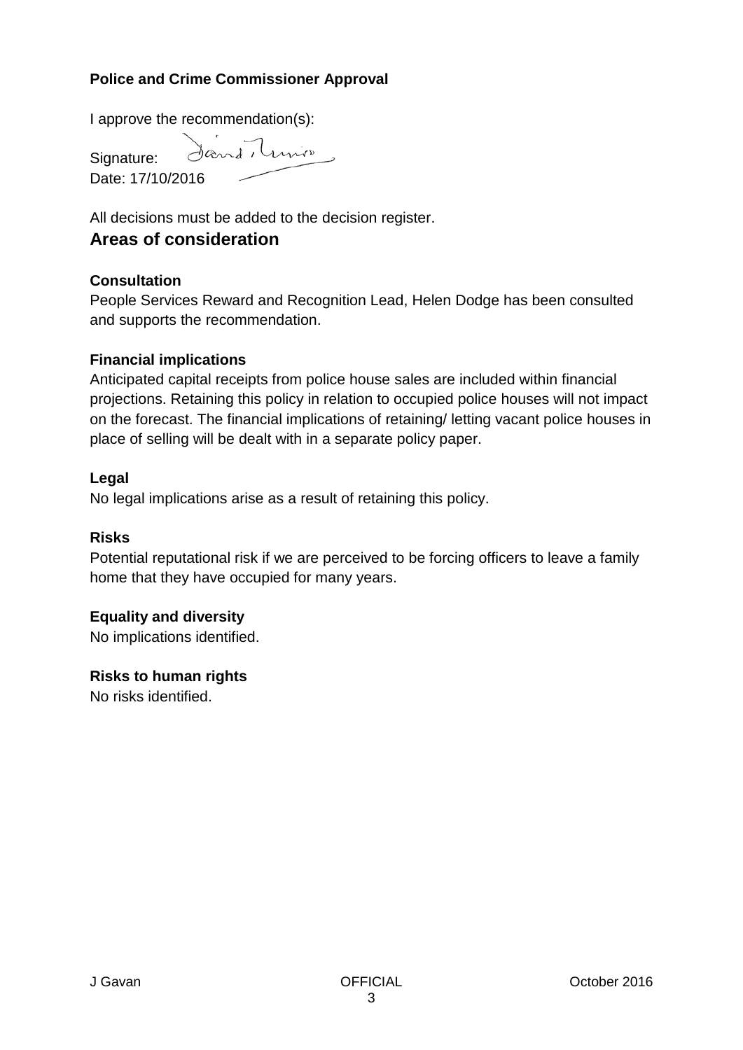**Police and Crime Commissioner Approval**

I approve the recommendation(s):

Signature:

Date: 17/10/2016

All decisions must be added to the decision register.

## Areas of consideration

**Consultation**

People Services Reward and Recognition Lead, Helen Dodge has been consulted and supports the recommendation.

**Financial implications**

Anticipated capital receipts from police house sales are included within financial projections. Retaining this policy in relation to occupied police houses will not impact on the forecast. The financial implications of retaining/ letting vacant police houses in place of selling will be dealt with in a separate policy paper.

**Legal**

No legal implications arise as a result of retaining this policy.

**Risks**

Potential reputational risk if we are perceived to be forcing officers to leave a family home that they have occupied for many years.

**Equality and diversity**

No implications identified.

**Risks to human rights**

No risks identified.